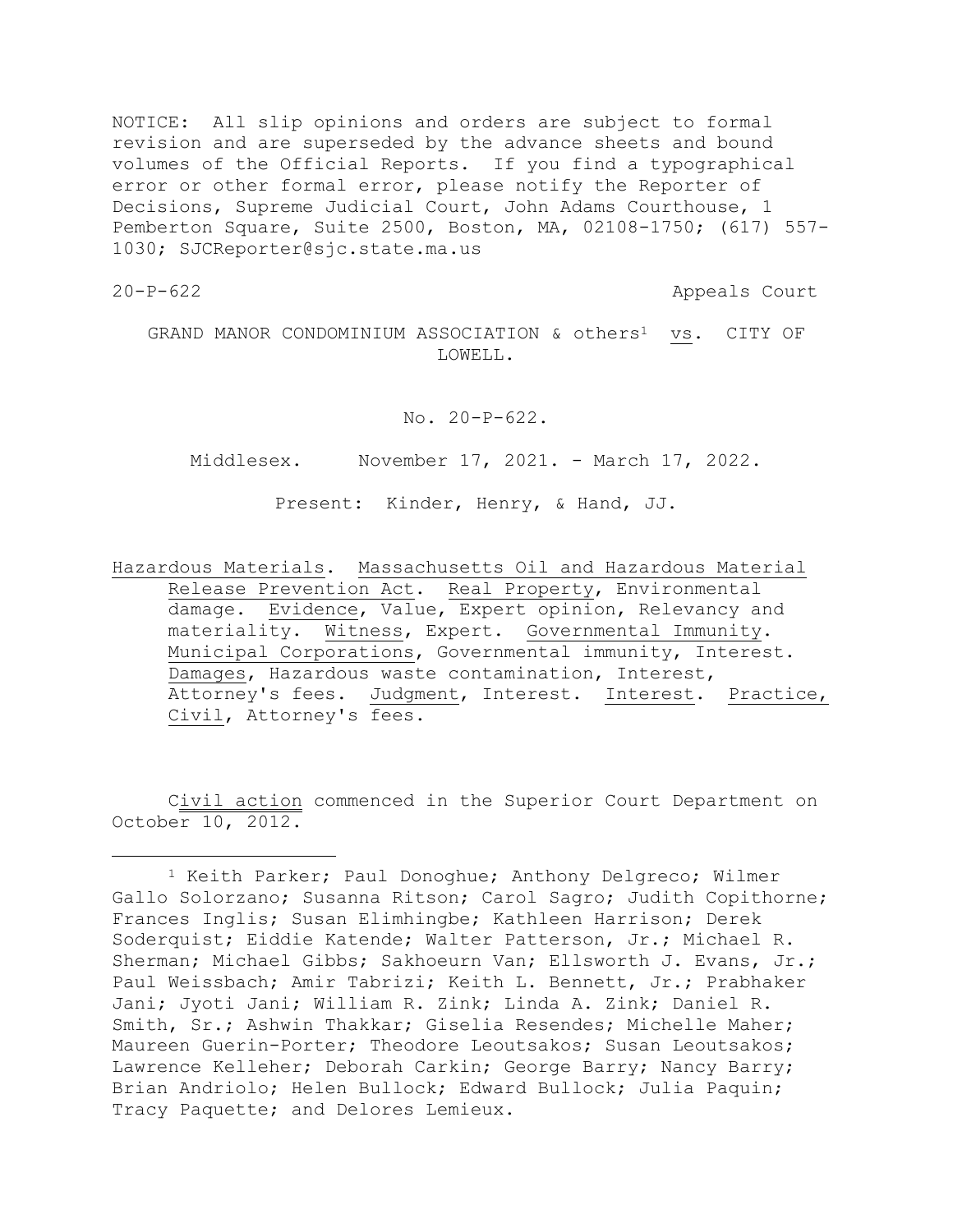NOTICE: All slip opinions and orders are subject to formal revision and are superseded by the advance sheets and bound volumes of the Official Reports. If you find a typographical error or other formal error, please notify the Reporter of Decisions, Supreme Judicial Court, John Adams Courthouse, 1 Pemberton Square, Suite 2500, Boston, MA, 02108-1750; (617) 557-1030; SJCReporter@sjc.state.ma.us

20-P-622 Appeals Court

GRAND MANOR CONDOMINIUM ASSOCIATION & others[1] vs. CITY OF LOWELL.

No. 20-P-622.

Middlesex. November 17, 2021. - March 17, 2022.

Present: Kinder, Henry, & Hand, JJ.

Hazardous Materials. Massachusetts Oil and Hazardous Material Release Prevention Act. Real Property, Environmental damage. Evidence, Value, Expert opinion, Relevancy and materiality. Witness, Expert. Governmental Immunity. Municipal Corporations, Governmental immunity, Interest. Damages, Hazardous waste contamination, Interest, Attorney's fees. Judgment, Interest. Interest. Practice, Civil, Attorney's fees.

Civil action commenced in the Superior Court Department on October 10, 2012.

---

[1] Keith Parker; Paul Donoghue; Anthony Delgreco; Wilmer Gallo Solorzano; Susanna Ritson; Carol Sagro; Judith Copithorne; Frances Inglis; Susan Elimhingbe; Kathleen Harrison; Derek Soderquist; Eiddie Katende; Walter Patterson, Jr.; Michael R. Sherman; Michael Gibbs; Sakhoeurn Van; Ellsworth J. Evans, Jr.; Paul Weissbach; Amir Tabrizi; Keith L. Bennett, Jr.; Prabhaker Jani; Jyoti Jani; William R. Zink; Linda A. Zink; Daniel R. Smith, Sr.; Ashwin Thakkar; Giselia Resendes; Michelle Maher; Maureen Guerin-Porter; Theodore Leoutsakos; Susan Leoutsakos; Lawrence Kelleher; Deborah Carkin; George Barry; Nancy Barry; Brian Andriolo; Helen Bullock; Edward Bullock; Julia Paquin; Tracy Paquette; and Delores Lemieux.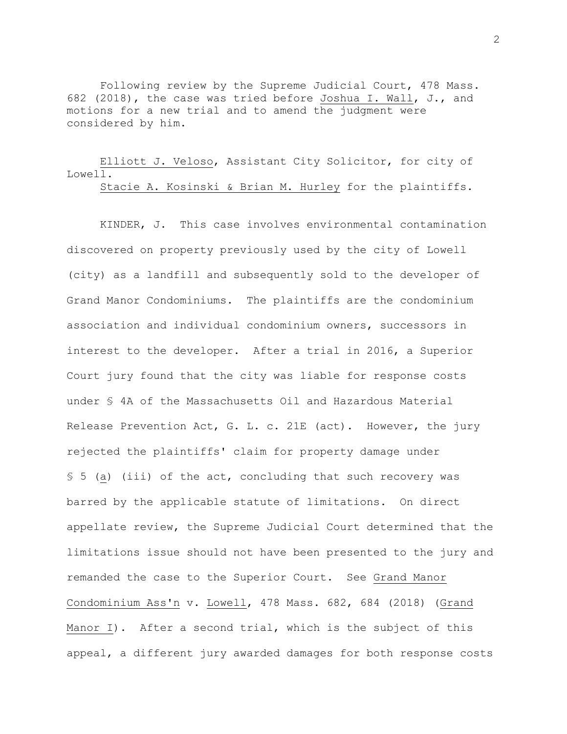Following review by the Supreme Judicial Court, 478 Mass. 682 (2018), the case was tried before Joshua I. Wall, J., and motions for a new trial and to amend the judgment were considered by him.

Elliott J. Veloso, Assistant City Solicitor, for city of Lowell.
Stacie A. Kosinski & Brian M. Hurley for the plaintiffs.

KINDER, J. This case involves environmental contamination discovered on property previously used by the city of Lowell (city) as a landfill and subsequently sold to the developer of Grand Manor Condominiums. The plaintiffs are the condominium association and individual condominium owners, successors in interest to the developer. After a trial in 2016, a Superior Court jury found that the city was liable for response costs under § 4A of the Massachusetts Oil and Hazardous Material Release Prevention Act, G. L. c. 21E (act). However, the jury rejected the plaintiffs' claim for property damage under § 5 (a) (iii) of the act, concluding that such recovery was barred by the applicable statute of limitations. On direct appellate review, the Supreme Judicial Court determined that the limitations issue should not have been presented to the jury and remanded the case to the Superior Court. See Grand Manor Condominium Ass'n v. Lowell, 478 Mass. 682, 684 (2018) (Grand Manor I). After a second trial, which is the subject of this appeal, a different jury awarded damages for both response costs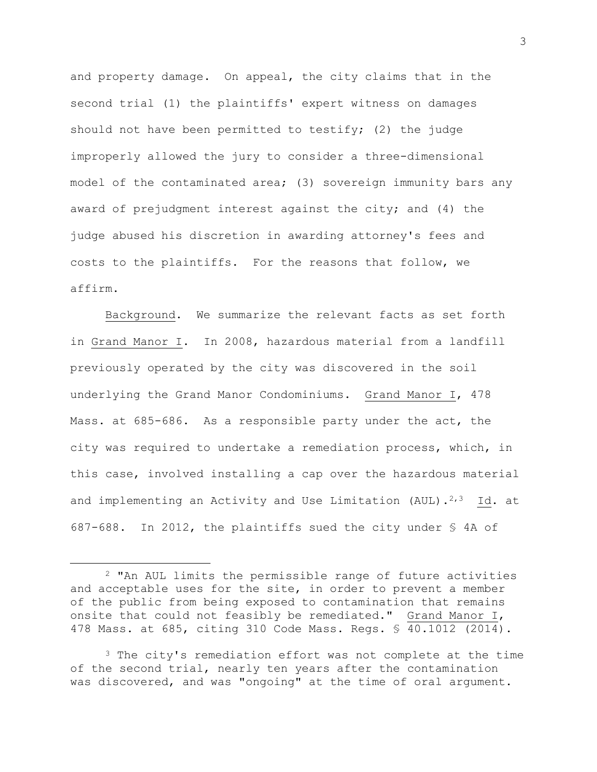and property damage. On appeal, the city claims that in the second trial (1) the plaintiffs' expert witness on damages should not have been permitted to testify; (2) the judge improperly allowed the jury to consider a three-dimensional model of the contaminated area; (3) sovereign immunity bars any award of prejudgment interest against the city; and (4) the judge abused his discretion in awarding attorney's fees and costs to the plaintiffs. For the reasons that follow, we affirm.

Background. We summarize the relevant facts as set forth in Grand Manor I. In 2008, hazardous material from a landfill previously operated by the city was discovered in the soil underlying the Grand Manor Condominiums. Grand Manor I, 478 Mass. at 685-686. As a responsible party under the act, the city was required to undertake a remediation process, which, in this case, involved installing a cap over the hazardous material and implementing an Activity and Use Limitation (AUL).[2,3] Id. at 687-688. In 2012, the plaintiffs sued the city under § 4A of

---

[2] "An AUL limits the permissible range of future activities and acceptable uses for the site, in order to prevent a member of the public from being exposed to contamination that remains onsite that could not feasibly be remediated." Grand Manor I, 478 Mass. at 685, citing 310 Code Mass. Regs. § 40.1012 (2014).

[3] The city's remediation effort was not complete at the time of the second trial, nearly ten years after the contamination was discovered, and was "ongoing" at the time of oral argument.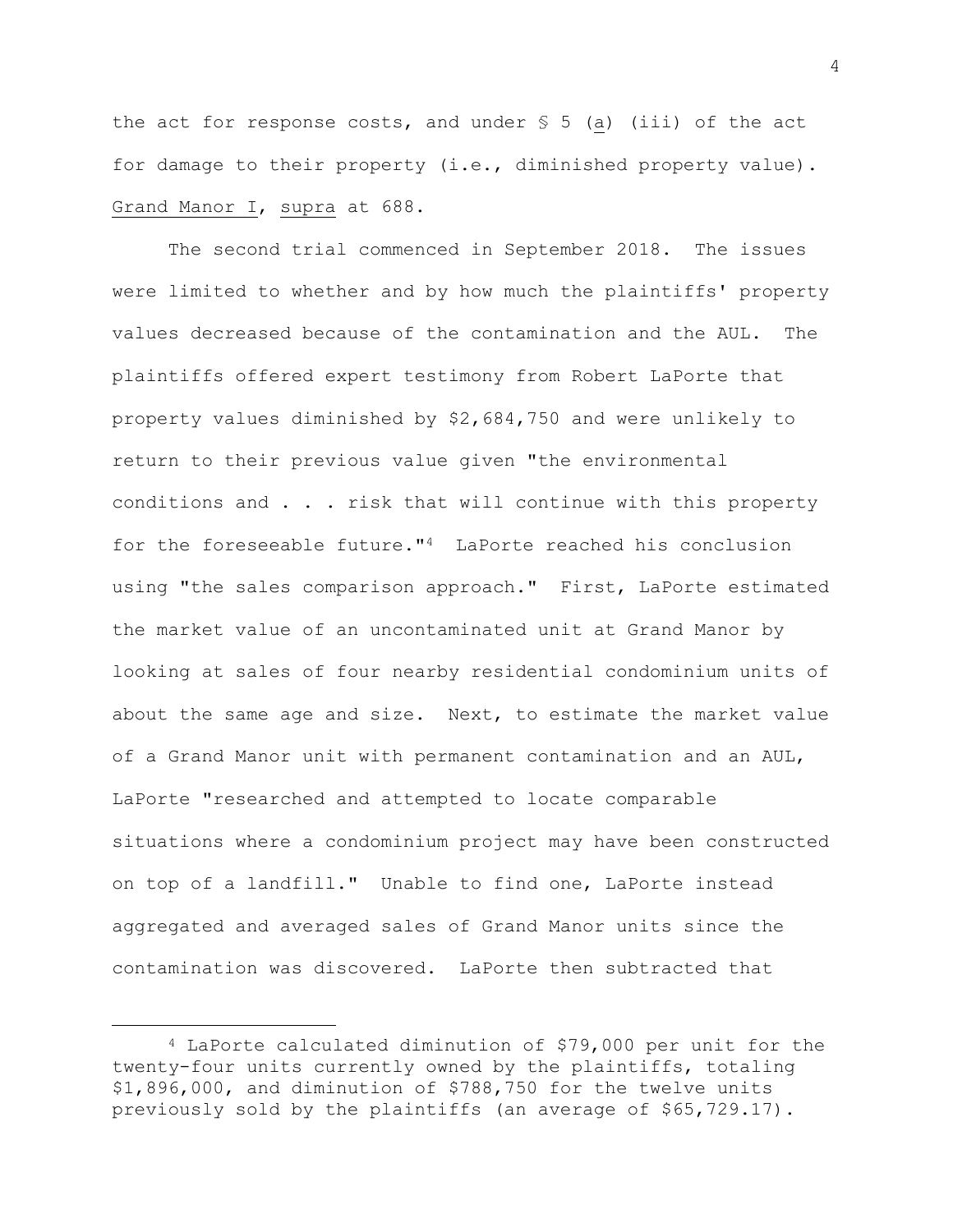the act for response costs, and under § 5 (a) (iii) of the act for damage to their property (i.e., diminished property value). Grand Manor I, supra at 688.

The second trial commenced in September 2018. The issues were limited to whether and by how much the plaintiffs' property values decreased because of the contamination and the AUL. The plaintiffs offered expert testimony from Robert LaPorte that property values diminished by $2,684,750 and were unlikely to return to their previous value given "the environmental conditions and . . . risk that will continue with this property for the foreseeable future."[4] LaPorte reached his conclusion using "the sales comparison approach." First, LaPorte estimated the market value of an uncontaminated unit at Grand Manor by looking at sales of four nearby residential condominium units of about the same age and size. Next, to estimate the market value of a Grand Manor unit with permanent contamination and an AUL, LaPorte "researched and attempted to locate comparable situations where a condominium project may have been constructed on top of a landfill." Unable to find one, LaPorte instead aggregated and averaged sales of Grand Manor units since the contamination was discovered. LaPorte then subtracted that

---

[4] LaPorte calculated diminution of $79,000 per unit for the twenty-four units currently owned by the plaintiffs, totaling $1,896,000, and diminution of $788,750 for the twelve units previously sold by the plaintiffs (an average of $65,729.17).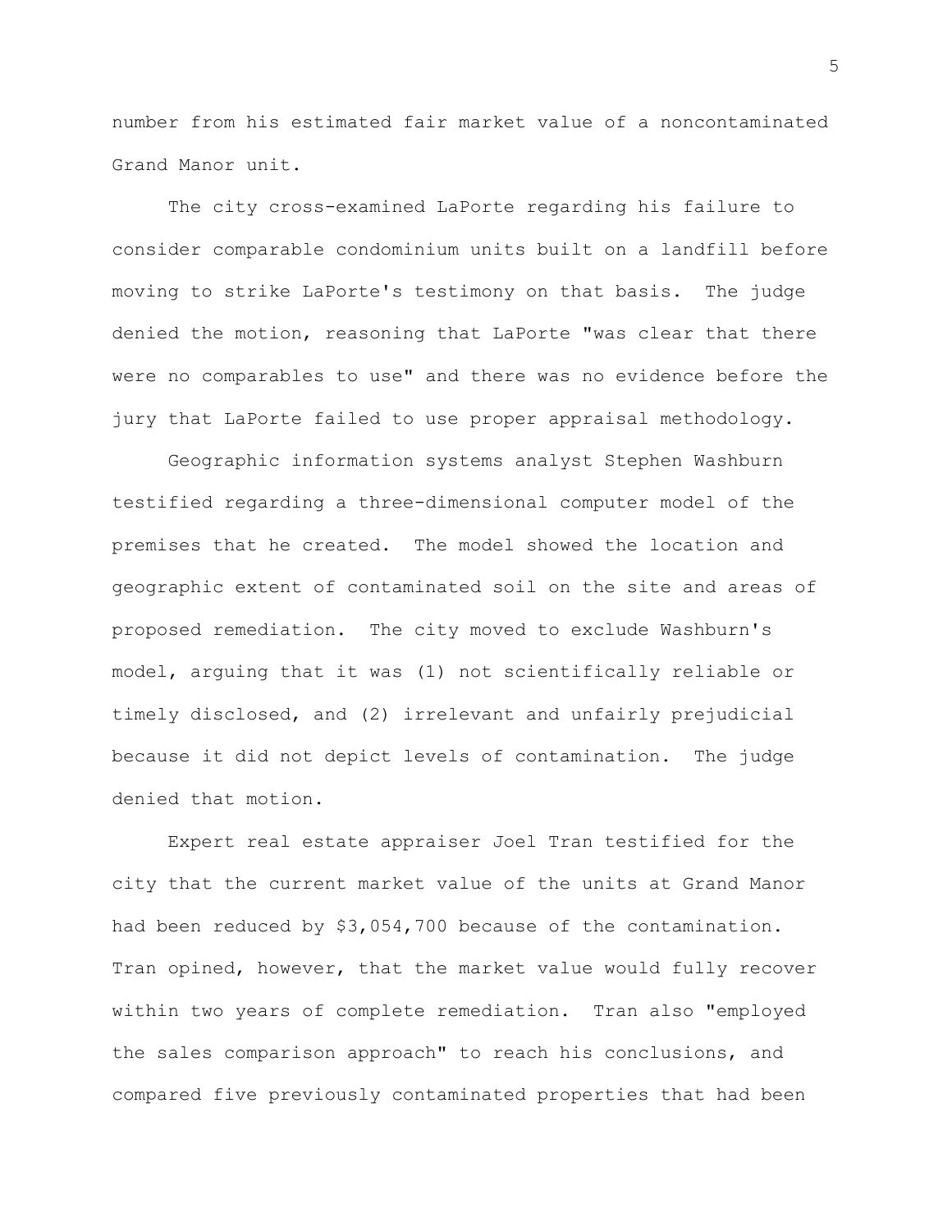number from his estimated fair market value of a noncontaminated Grand Manor unit.

The city cross-examined LaPorte regarding his failure to consider comparable condominium units built on a landfill before moving to strike LaPorte's testimony on that basis. The judge denied the motion, reasoning that LaPorte "was clear that there were no comparables to use" and there was no evidence before the jury that LaPorte failed to use proper appraisal methodology.

Geographic information systems analyst Stephen Washburn testified regarding a three-dimensional computer model of the premises that he created. The model showed the location and geographic extent of contaminated soil on the site and areas of proposed remediation. The city moved to exclude Washburn's model, arguing that it was (1) not scientifically reliable or timely disclosed, and (2) irrelevant and unfairly prejudicial because it did not depict levels of contamination. The judge denied that motion.

Expert real estate appraiser Joel Tran testified for the city that the current market value of the units at Grand Manor had been reduced by $3,054,700 because of the contamination. Tran opined, however, that the market value would fully recover within two years of complete remediation. Tran also "employed the sales comparison approach" to reach his conclusions, and compared five previously contaminated properties that had been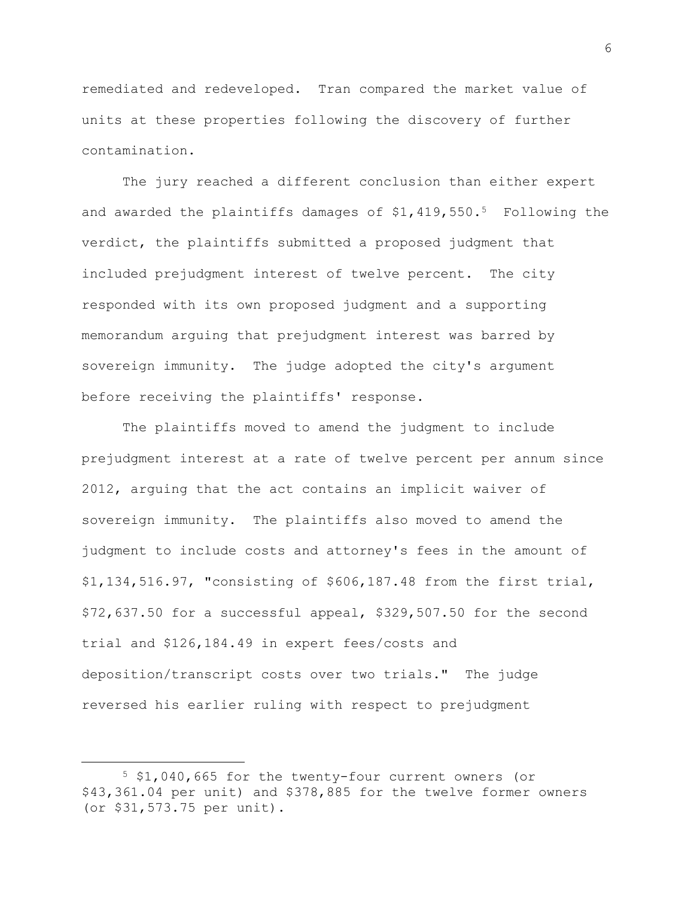remediated and redeveloped. Tran compared the market value of units at these properties following the discovery of further contamination.

The jury reached a different conclusion than either expert and awarded the plaintiffs damages of $1,419,550.[5] Following the verdict, the plaintiffs submitted a proposed judgment that included prejudgment interest of twelve percent. The city responded with its own proposed judgment and a supporting memorandum arguing that prejudgment interest was barred by sovereign immunity. The judge adopted the city's argument before receiving the plaintiffs' response.

The plaintiffs moved to amend the judgment to include prejudgment interest at a rate of twelve percent per annum since 2012, arguing that the act contains an implicit waiver of sovereign immunity. The plaintiffs also moved to amend the judgment to include costs and attorney's fees in the amount of $1,134,516.97, "consisting of $606,187.48 from the first trial, $72,637.50 for a successful appeal, $329,507.50 for the second trial and $126,184.49 in expert fees/costs and deposition/transcript costs over two trials." The judge reversed his earlier ruling with respect to prejudgment

---

[5] $1,040,665 for the twenty-four current owners (or $43,361.04 per unit) and $378,885 for the twelve former owners (or $31,573.75 per unit).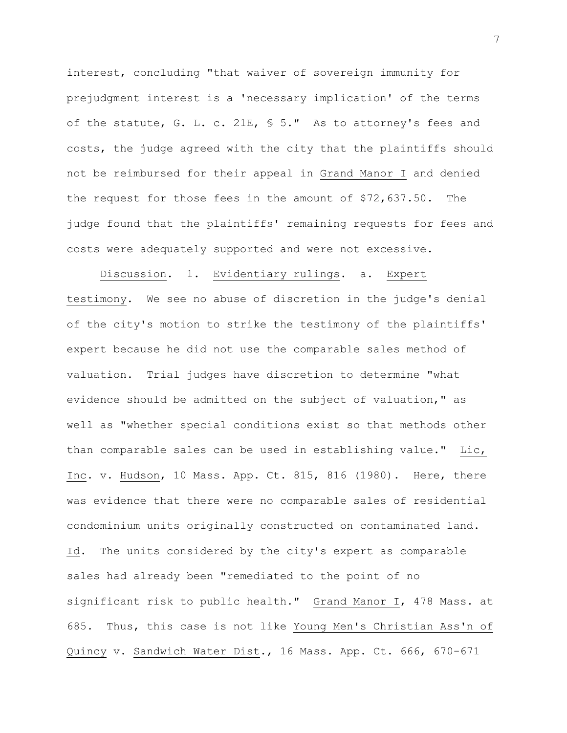interest, concluding "that waiver of sovereign immunity for prejudgment interest is a 'necessary implication' of the terms of the statute, G. L. c. 21E, § 5." As to attorney's fees and costs, the judge agreed with the city that the plaintiffs should not be reimbursed for their appeal in Grand Manor I and denied the request for those fees in the amount of $72,637.50. The judge found that the plaintiffs' remaining requests for fees and costs were adequately supported and were not excessive.

Discussion. 1. Evidentiary rulings. a. Expert testimony. We see no abuse of discretion in the judge's denial of the city's motion to strike the testimony of the plaintiffs' expert because he did not use the comparable sales method of valuation. Trial judges have discretion to determine "what evidence should be admitted on the subject of valuation," as well as "whether special conditions exist so that methods other than comparable sales can be used in establishing value." Lic, Inc. v. Hudson, 10 Mass. App. Ct. 815, 816 (1980). Here, there was evidence that there were no comparable sales of residential condominium units originally constructed on contaminated land. Id. The units considered by the city's expert as comparable sales had already been "remediated to the point of no significant risk to public health." Grand Manor I, 478 Mass. at 685. Thus, this case is not like Young Men's Christian Ass'n of Quincy v. Sandwich Water Dist., 16 Mass. App. Ct. 666, 670-671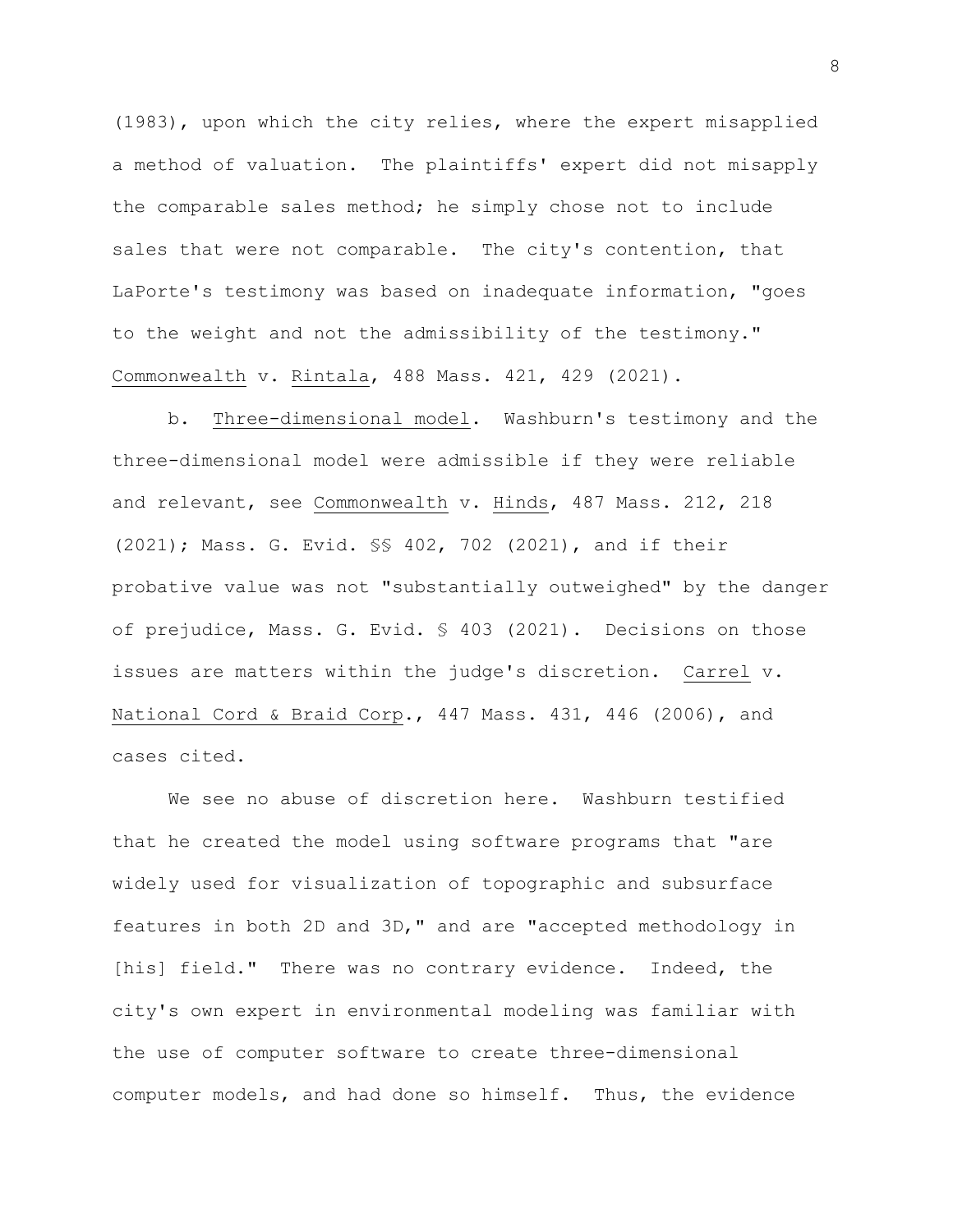(1983), upon which the city relies, where the expert misapplied a method of valuation. The plaintiffs' expert did not misapply the comparable sales method; he simply chose not to include sales that were not comparable. The city's contention, that LaPorte's testimony was based on inadequate information, "goes to the weight and not the admissibility of the testimony." Commonwealth v. Rintala, 488 Mass. 421, 429 (2021).

b. Three-dimensional model. Washburn's testimony and the three-dimensional model were admissible if they were reliable and relevant, see Commonwealth v. Hinds, 487 Mass. 212, 218 (2021); Mass. G. Evid. §§ 402, 702 (2021), and if their probative value was not "substantially outweighed" by the danger of prejudice, Mass. G. Evid. § 403 (2021). Decisions on those issues are matters within the judge's discretion. Carrel v. National Cord & Braid Corp., 447 Mass. 431, 446 (2006), and cases cited.

We see no abuse of discretion here. Washburn testified that he created the model using software programs that "are widely used for visualization of topographic and subsurface features in both 2D and 3D," and are "accepted methodology in [his] field." There was no contrary evidence. Indeed, the city's own expert in environmental modeling was familiar with the use of computer software to create three-dimensional computer models, and had done so himself. Thus, the evidence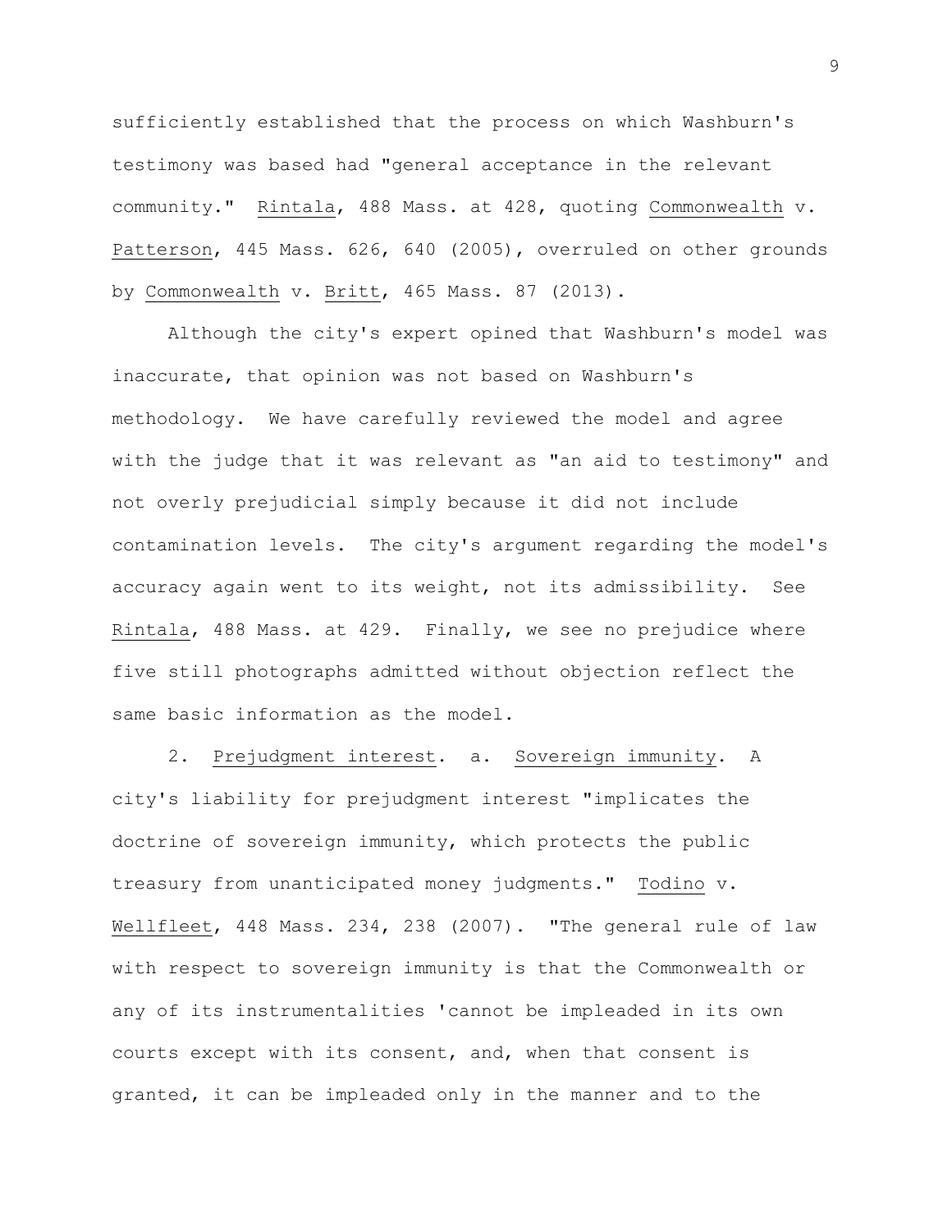sufficiently established that the process on which Washburn's testimony was based had "general acceptance in the relevant community." Rintala, 488 Mass. at 428, quoting Commonwealth v. Patterson, 445 Mass. 626, 640 (2005), overruled on other grounds by Commonwealth v. Britt, 465 Mass. 87 (2013).

Although the city's expert opined that Washburn's model was inaccurate, that opinion was not based on Washburn's methodology. We have carefully reviewed the model and agree with the judge that it was relevant as "an aid to testimony" and not overly prejudicial simply because it did not include contamination levels. The city's argument regarding the model's accuracy again went to its weight, not its admissibility. See Rintala, 488 Mass. at 429. Finally, we see no prejudice where five still photographs admitted without objection reflect the same basic information as the model.

2. Prejudgment interest. a. Sovereign immunity. A city's liability for prejudgment interest "implicates the doctrine of sovereign immunity, which protects the public treasury from unanticipated money judgments." Todino v. Wellfleet, 448 Mass. 234, 238 (2007). "The general rule of law with respect to sovereign immunity is that the Commonwealth or any of its instrumentalities 'cannot be impleaded in its own courts except with its consent, and, when that consent is granted, it can be impleaded only in the manner and to the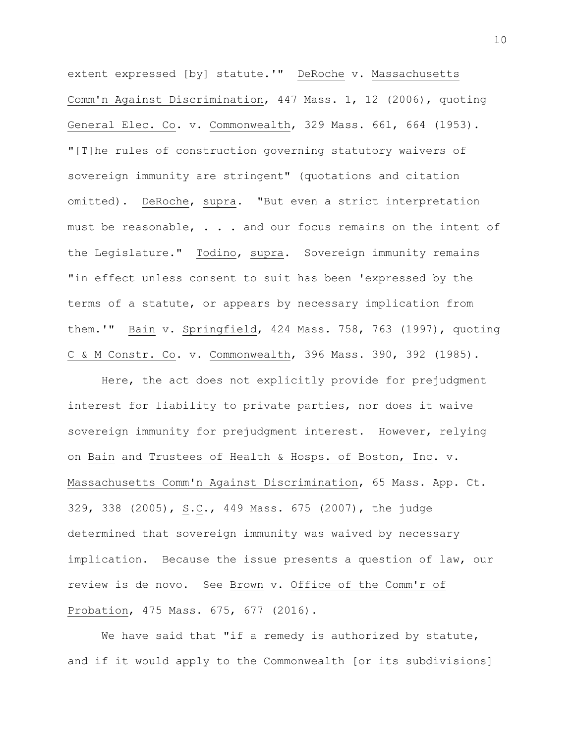extent expressed [by] statute.'" DeRoche v. Massachusetts Comm'n Against Discrimination, 447 Mass. 1, 12 (2006), quoting General Elec. Co. v. Commonwealth, 329 Mass. 661, 664 (1953). "[T]he rules of construction governing statutory waivers of sovereign immunity are stringent" (quotations and citation omitted). DeRoche, supra. "But even a strict interpretation must be reasonable, . . . and our focus remains on the intent of the Legislature." Todino, supra. Sovereign immunity remains "in effect unless consent to suit has been 'expressed by the terms of a statute, or appears by necessary implication from them.'" Bain v. Springfield, 424 Mass. 758, 763 (1997), quoting C & M Constr. Co. v. Commonwealth, 396 Mass. 390, 392 (1985).

Here, the act does not explicitly provide for prejudgment interest for liability to private parties, nor does it waive sovereign immunity for prejudgment interest. However, relying on Bain and Trustees of Health & Hosps. of Boston, Inc. v. Massachusetts Comm'n Against Discrimination, 65 Mass. App. Ct. 329, 338 (2005), S.C., 449 Mass. 675 (2007), the judge determined that sovereign immunity was waived by necessary implication. Because the issue presents a question of law, our review is de novo. See Brown v. Office of the Comm'r of Probation, 475 Mass. 675, 677 (2016).

We have said that "if a remedy is authorized by statute, and if it would apply to the Commonwealth [or its subdivisions]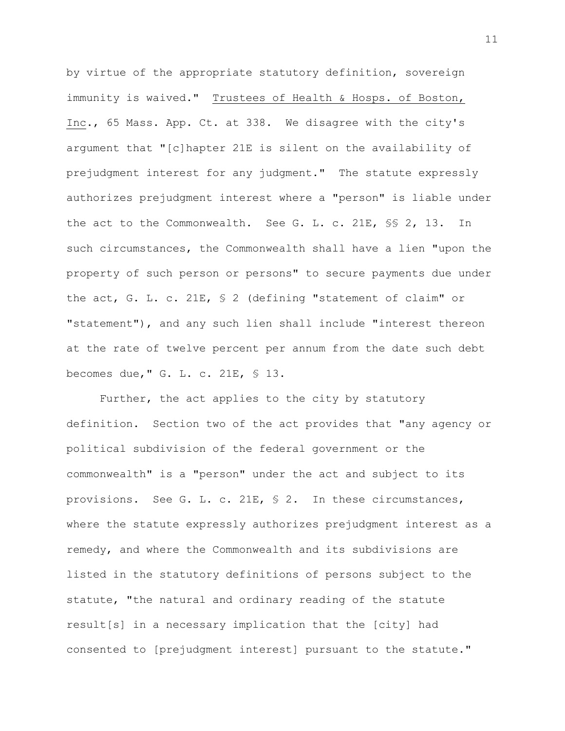by virtue of the appropriate statutory definition, sovereign immunity is waived." Trustees of Health & Hosps. of Boston, Inc., 65 Mass. App. Ct. at 338. We disagree with the city's argument that "[c]hapter 21E is silent on the availability of prejudgment interest for any judgment." The statute expressly authorizes prejudgment interest where a "person" is liable under the act to the Commonwealth. See G. L. c. 21E, §§ 2, 13. In such circumstances, the Commonwealth shall have a lien "upon the property of such person or persons" to secure payments due under the act, G. L. c. 21E, § 2 (defining "statement of claim" or "statement"), and any such lien shall include "interest thereon at the rate of twelve percent per annum from the date such debt becomes due," G. L. c. 21E, § 13.

Further, the act applies to the city by statutory definition. Section two of the act provides that "any agency or political subdivision of the federal government or the commonwealth" is a "person" under the act and subject to its provisions. See G. L. c. 21E, § 2. In these circumstances, where the statute expressly authorizes prejudgment interest as a remedy, and where the Commonwealth and its subdivisions are listed in the statutory definitions of persons subject to the statute, "the natural and ordinary reading of the statute result[s] in a necessary implication that the [city] had consented to [prejudgment interest] pursuant to the statute."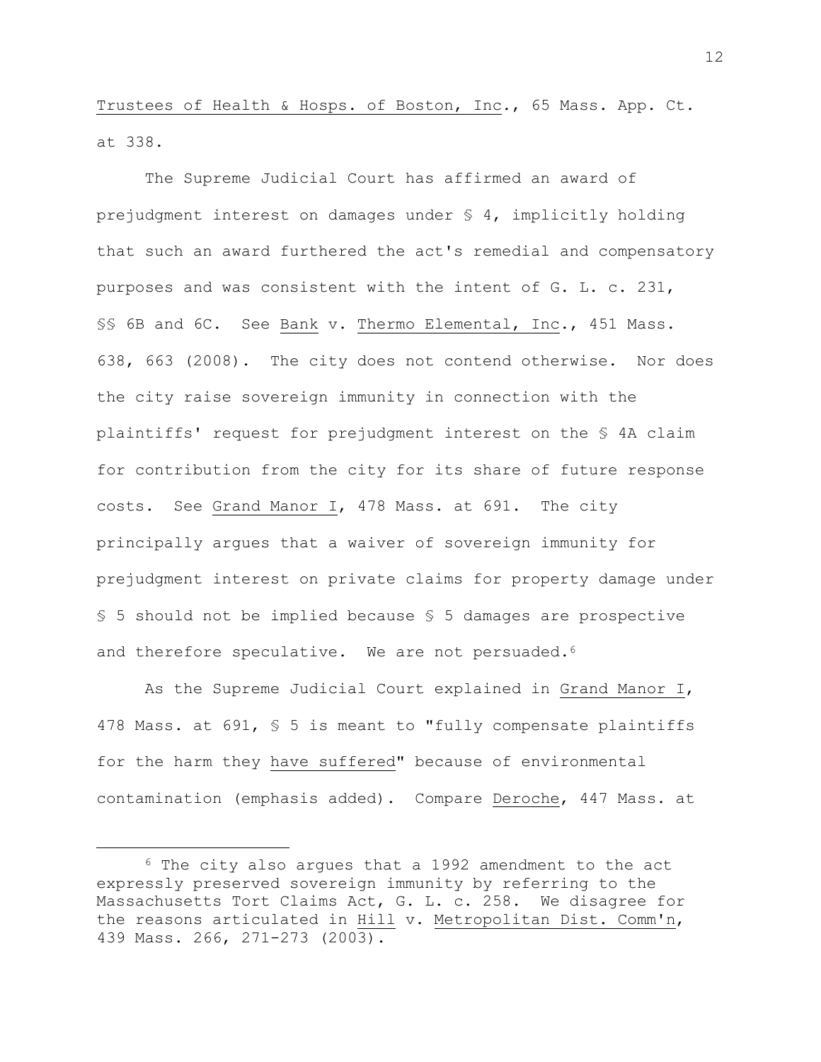Trustees of Health & Hosps. of Boston, Inc., 65 Mass. App. Ct. at 338.

The Supreme Judicial Court has affirmed an award of prejudgment interest on damages under § 4, implicitly holding that such an award furthered the act's remedial and compensatory purposes and was consistent with the intent of G. L. c. 231, §§ 6B and 6C. See Bank v. Thermo Elemental, Inc., 451 Mass. 638, 663 (2008). The city does not contend otherwise. Nor does the city raise sovereign immunity in connection with the plaintiffs' request for prejudgment interest on the § 4A claim for contribution from the city for its share of future response costs. See Grand Manor I, 478 Mass. at 691. The city principally argues that a waiver of sovereign immunity for prejudgment interest on private claims for property damage under § 5 should not be implied because § 5 damages are prospective and therefore speculative. We are not persuaded.[6]

As the Supreme Judicial Court explained in Grand Manor I, 478 Mass. at 691, § 5 is meant to "fully compensate plaintiffs for the harm they have suffered" because of environmental contamination (emphasis added). Compare Deroche, 447 Mass. at

---

[6] The city also argues that a 1992 amendment to the act expressly preserved sovereign immunity by referring to the Massachusetts Tort Claims Act, G. L. c. 258. We disagree for the reasons articulated in Hill v. Metropolitan Dist. Comm'n, 439 Mass. 266, 271-273 (2003).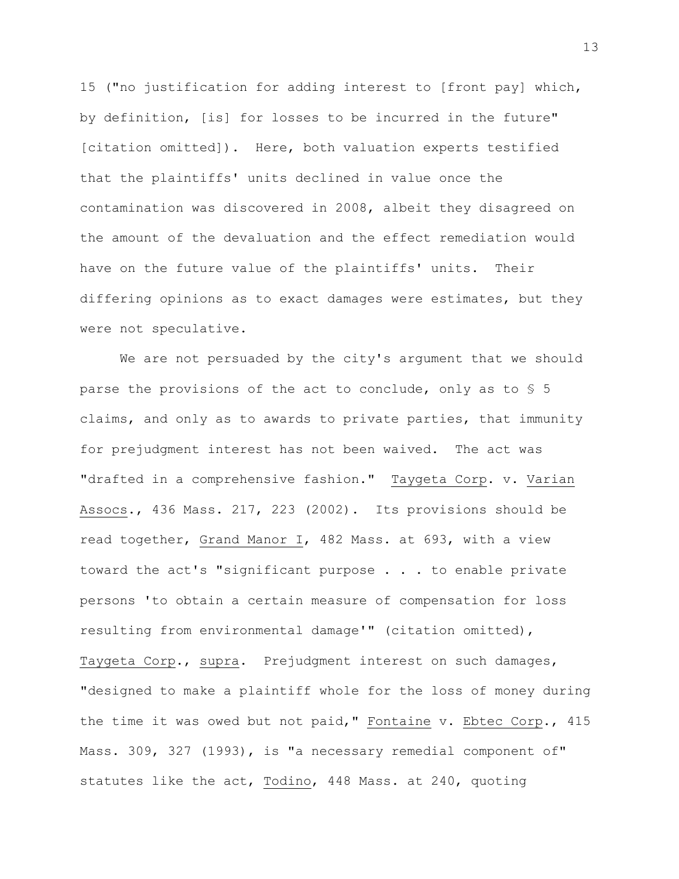15 ("no justification for adding interest to [front pay] which, by definition, [is] for losses to be incurred in the future" [citation omitted]). Here, both valuation experts testified that the plaintiffs' units declined in value once the contamination was discovered in 2008, albeit they disagreed on the amount of the devaluation and the effect remediation would have on the future value of the plaintiffs' units. Their differing opinions as to exact damages were estimates, but they were not speculative.

We are not persuaded by the city's argument that we should parse the provisions of the act to conclude, only as to § 5 claims, and only as to awards to private parties, that immunity for prejudgment interest has not been waived. The act was "drafted in a comprehensive fashion." Taygeta Corp. v. Varian Assocs., 436 Mass. 217, 223 (2002). Its provisions should be read together, Grand Manor I, 482 Mass. at 693, with a view toward the act's "significant purpose . . . to enable private persons 'to obtain a certain measure of compensation for loss resulting from environmental damage'" (citation omitted), Taygeta Corp., supra. Prejudgment interest on such damages, "designed to make a plaintiff whole for the loss of money during the time it was owed but not paid," Fontaine v. Ebtec Corp., 415 Mass. 309, 327 (1993), is "a necessary remedial component of" statutes like the act, Todino, 448 Mass. at 240, quoting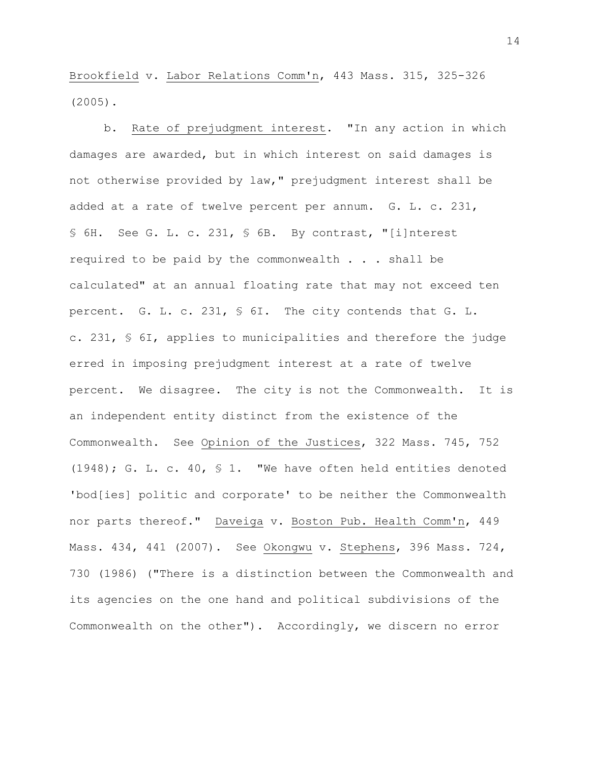Brookfield v. Labor Relations Comm'n, 443 Mass. 315, 325-326 (2005).

b. Rate of prejudgment interest. "In any action in which damages are awarded, but in which interest on said damages is not otherwise provided by law," prejudgment interest shall be added at a rate of twelve percent per annum. G. L. c. 231, § 6H. See G. L. c. 231, § 6B. By contrast, "[i]nterest required to be paid by the commonwealth . . . shall be calculated" at an annual floating rate that may not exceed ten percent. G. L. c. 231, § 6I. The city contends that G. L. c. 231, § 6I, applies to municipalities and therefore the judge erred in imposing prejudgment interest at a rate of twelve percent. We disagree. The city is not the Commonwealth. It is an independent entity distinct from the existence of the Commonwealth. See Opinion of the Justices, 322 Mass. 745, 752 (1948); G. L. c. 40, § 1. "We have often held entities denoted 'bod[ies] politic and corporate' to be neither the Commonwealth nor parts thereof." Daveiga v. Boston Pub. Health Comm'n, 449 Mass. 434, 441 (2007). See Okongwu v. Stephens, 396 Mass. 724, 730 (1986) ("There is a distinction between the Commonwealth and its agencies on the one hand and political subdivisions of the Commonwealth on the other"). Accordingly, we discern no error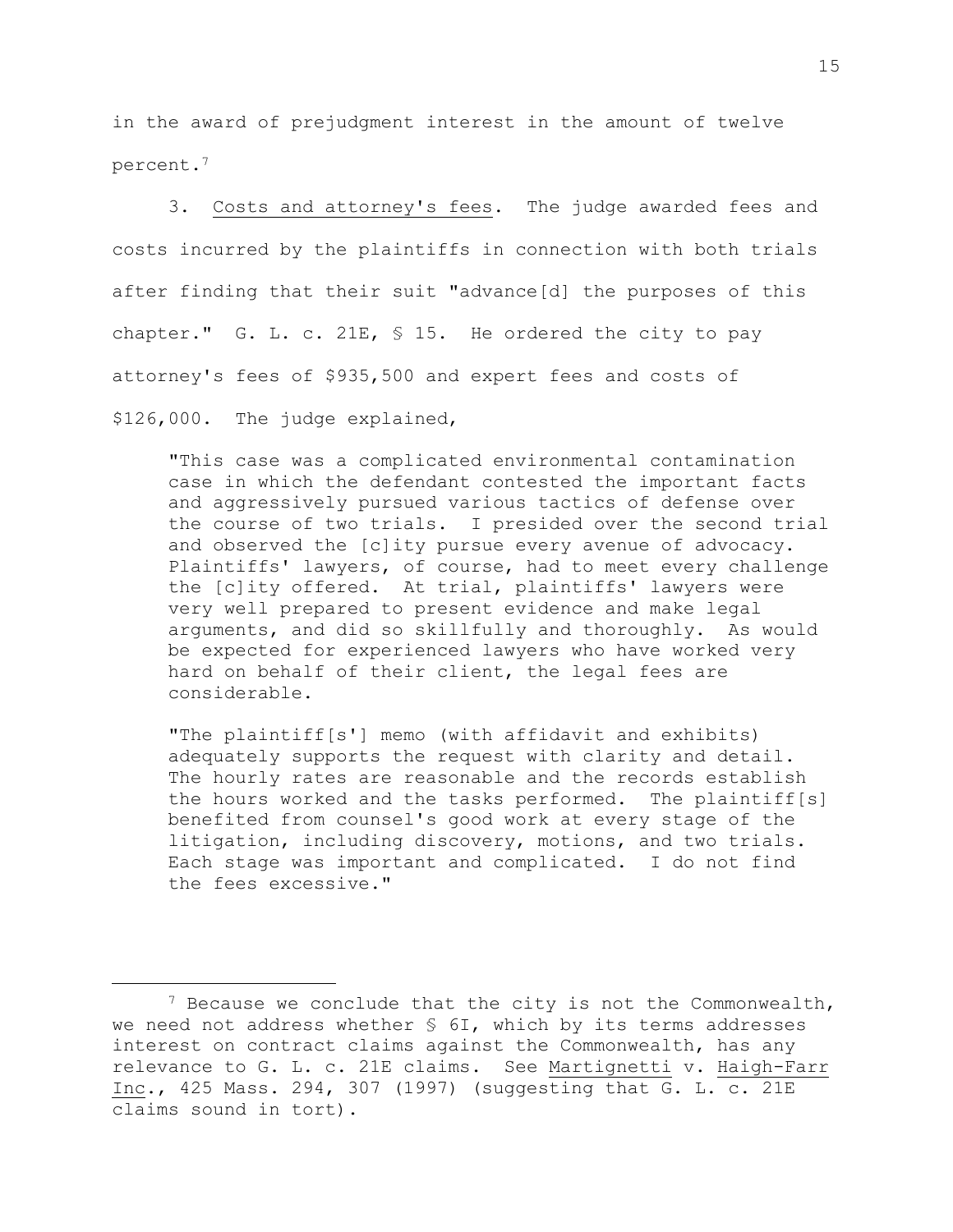in the award of prejudgment interest in the amount of twelve percent.[7]

3. Costs and attorney's fees. The judge awarded fees and costs incurred by the plaintiffs in connection with both trials after finding that their suit "advance[d] the purposes of this chapter." G. L. c. 21E, § 15. He ordered the city to pay attorney's fees of $935,500 and expert fees and costs of $126,000. The judge explained,

> "This case was a complicated environmental contamination case in which the defendant contested the important facts and aggressively pursued various tactics of defense over the course of two trials. I presided over the second trial and observed the [c]ity pursue every avenue of advocacy. Plaintiffs' lawyers, of course, had to meet every challenge the [c]ity offered. At trial, plaintiffs' lawyers were very well prepared to present evidence and make legal arguments, and did so skillfully and thoroughly. As would be expected for experienced lawyers who have worked very hard on behalf of their client, the legal fees are considerable.
>
> "The plaintiff[s'] memo (with affidavit and exhibits) adequately supports the request with clarity and detail. The hourly rates are reasonable and the records establish the hours worked and the tasks performed. The plaintiff[s] benefited from counsel's good work at every stage of the litigation, including discovery, motions, and two trials. Each stage was important and complicated. I do not find the fees excessive."

---

[7] Because we conclude that the city is not the Commonwealth, we need not address whether § 6I, which by its terms addresses interest on contract claims against the Commonwealth, has any relevance to G. L. c. 21E claims. See Martignetti v. Haigh-Farr Inc., 425 Mass. 294, 307 (1997) (suggesting that G. L. c. 21E claims sound in tort).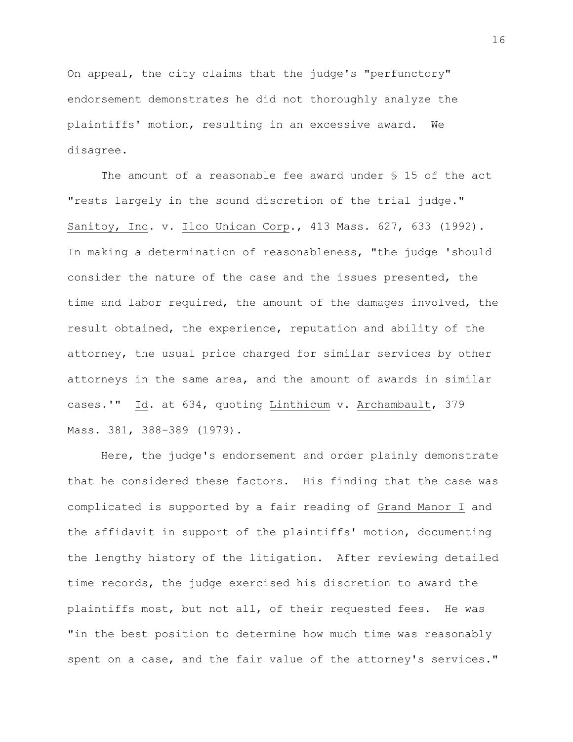On appeal, the city claims that the judge's "perfunctory" endorsement demonstrates he did not thoroughly analyze the plaintiffs' motion, resulting in an excessive award. We disagree.

The amount of a reasonable fee award under § 15 of the act "rests largely in the sound discretion of the trial judge." Sanitoy, Inc. v. Ilco Unican Corp., 413 Mass. 627, 633 (1992). In making a determination of reasonableness, "the judge 'should consider the nature of the case and the issues presented, the time and labor required, the amount of the damages involved, the result obtained, the experience, reputation and ability of the attorney, the usual price charged for similar services by other attorneys in the same area, and the amount of awards in similar cases.'" Id. at 634, quoting Linthicum v. Archambault, 379 Mass. 381, 388-389 (1979).

Here, the judge's endorsement and order plainly demonstrate that he considered these factors. His finding that the case was complicated is supported by a fair reading of Grand Manor I and the affidavit in support of the plaintiffs' motion, documenting the lengthy history of the litigation. After reviewing detailed time records, the judge exercised his discretion to award the plaintiffs most, but not all, of their requested fees. He was "in the best position to determine how much time was reasonably spent on a case, and the fair value of the attorney's services."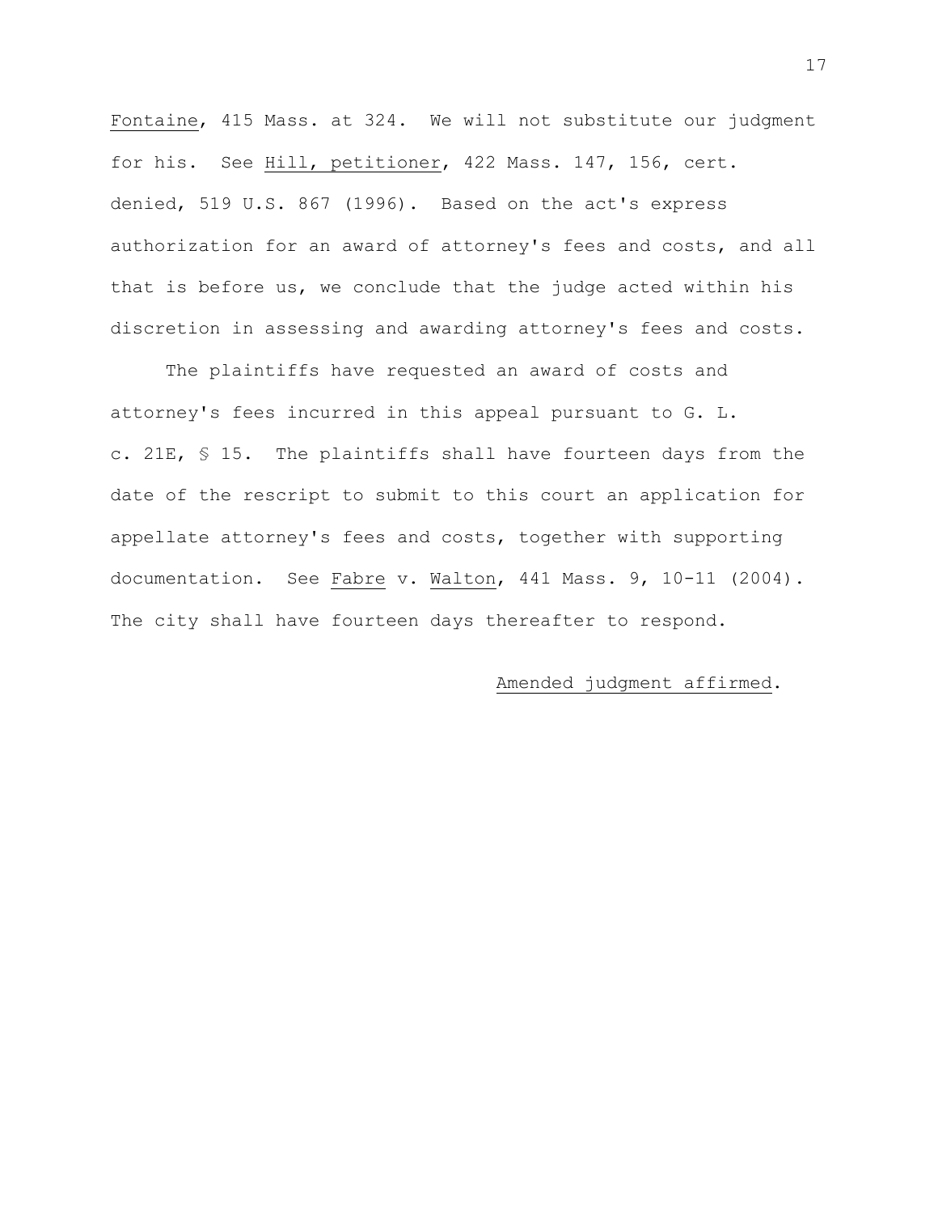*Fontaine*, 415 Mass. at 324. We will not substitute our judgment for his. See *Hill, petitioner*, 422 Mass. 147, 156, cert. denied, 519 U.S. 867 (1996). Based on the act's express authorization for an award of attorney's fees and costs, and all that is before us, we conclude that the judge acted within his discretion in assessing and awarding attorney's fees and costs.

The plaintiffs have requested an award of costs and attorney's fees incurred in this appeal pursuant to G. L. c. 21E, § 15. The plaintiffs shall have fourteen days from the date of the rescript to submit to this court an application for appellate attorney's fees and costs, together with supporting documentation. See *Fabre* v. *Walton*, 441 Mass. 9, 10-11 (2004). The city shall have fourteen days thereafter to respond.

*Amended judgment affirmed*.